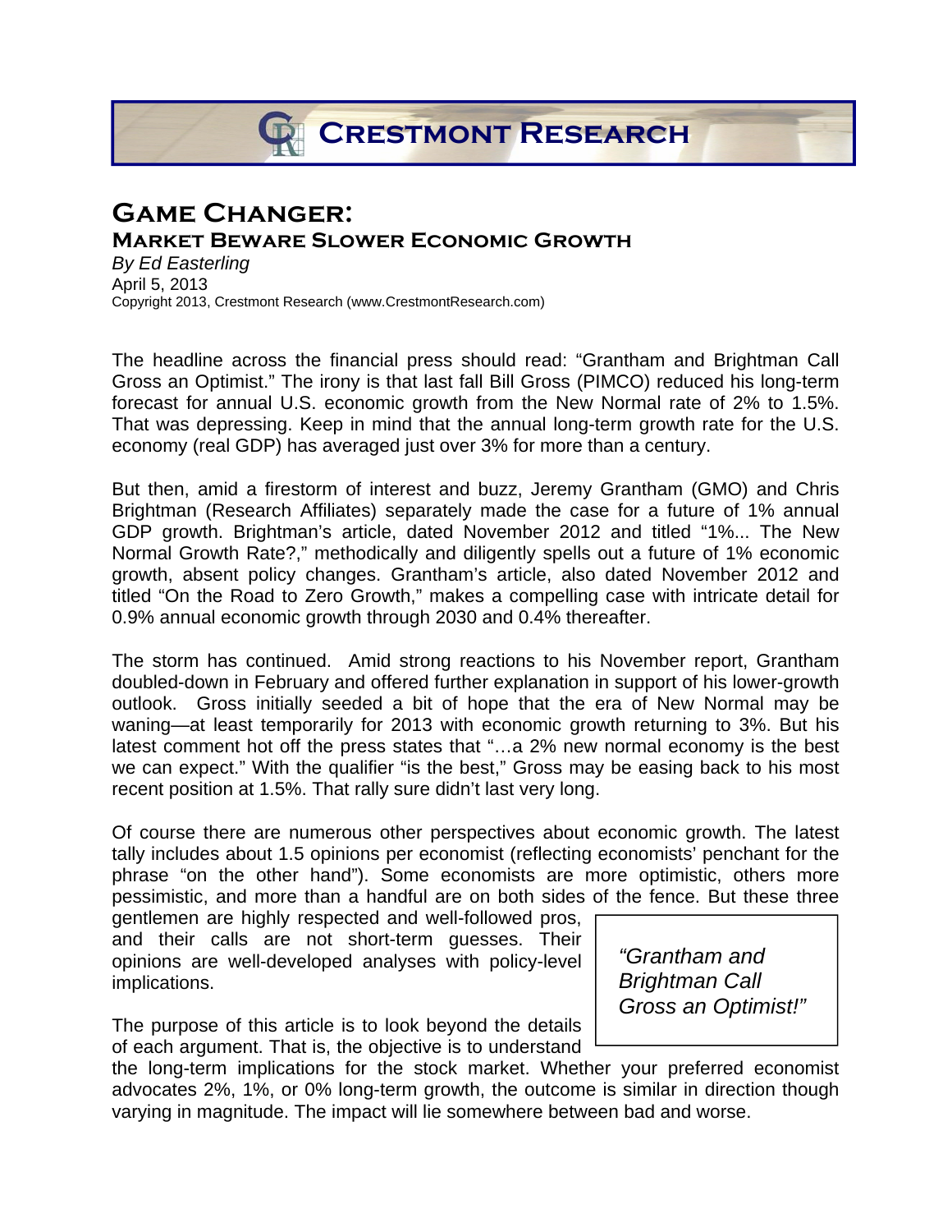# Crestmont Research

## Game Changer:

### Market Beware Slower Economic Growth

*By Ed Easterling*
April 5, 2013
Copyright 2013, Crestmont Research (www.CrestmontResearch.com)

The headline across the financial press should read: "Grantham and Brightman Call Gross an Optimist." The irony is that last fall Bill Gross (PIMCO) reduced his long-term forecast for annual U.S. economic growth from the New Normal rate of 2% to 1.5%. That was depressing. Keep in mind that the annual long-term growth rate for the U.S. economy (real GDP) has averaged just over 3% for more than a century.

But then, amid a firestorm of interest and buzz, Jeremy Grantham (GMO) and Chris Brightman (Research Affiliates) separately made the case for a future of 1% annual GDP growth. Brightman's article, dated November 2012 and titled "1%... The New Normal Growth Rate?," methodically and diligently spells out a future of 1% economic growth, absent policy changes. Grantham's article, also dated November 2012 and titled "On the Road to Zero Growth," makes a compelling case with intricate detail for 0.9% annual economic growth through 2030 and 0.4% thereafter.

The storm has continued. Amid strong reactions to his November report, Grantham doubled-down in February and offered further explanation in support of his lower-growth outlook. Gross initially seeded a bit of hope that the era of New Normal may be waning—at least temporarily for 2013 with economic growth returning to 3%. But his latest comment hot off the press states that "…a 2% new normal economy is the best we can expect." With the qualifier "is the best," Gross may be easing back to his most recent position at 1.5%. That rally sure didn't last very long.

Of course there are numerous other perspectives about economic growth. The latest tally includes about 1.5 opinions per economist (reflecting economists' penchant for the phrase "on the other hand"). Some economists are more optimistic, others more pessimistic, and more than a handful are on both sides of the fence. But these three gentlemen are highly respected and well-followed pros, and their calls are not short-term guesses. Their opinions are well-developed analyses with policy-level implications.

> *"Grantham and Brightman Call Gross an Optimist!"*

The purpose of this article is to look beyond the details of each argument. That is, the objective is to understand the long-term implications for the stock market. Whether your preferred economist advocates 2%, 1%, or 0% long-term growth, the outcome is similar in direction though varying in magnitude. The impact will lie somewhere between bad and worse.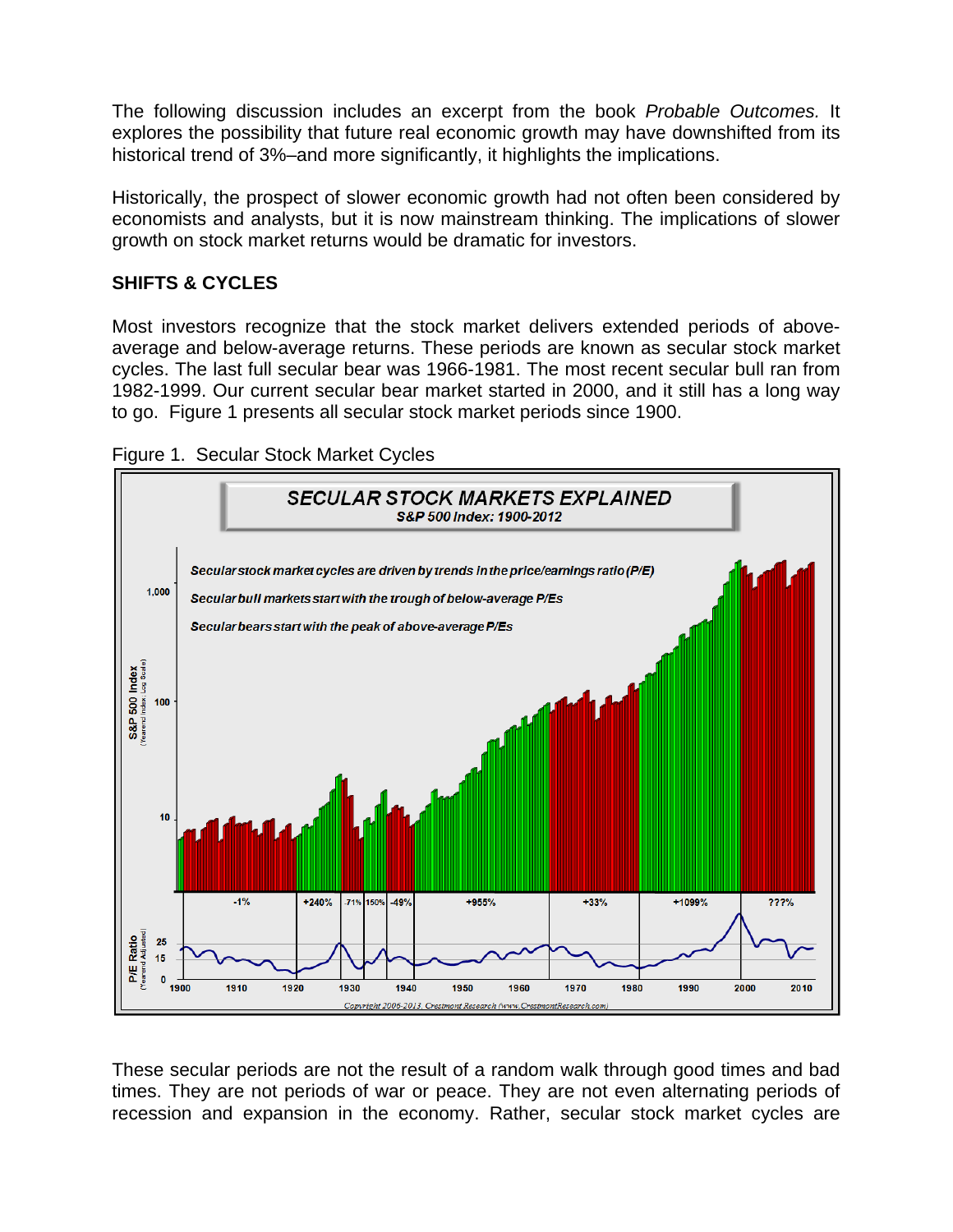The following discussion includes an excerpt from the book *Probable Outcomes.* It explores the possibility that future real economic growth may have downshifted from its historical trend of 3%–and more significantly, it highlights the implications.

Historically, the prospect of slower economic growth had not often been considered by economists and analysts, but it is now mainstream thinking. The implications of slower growth on stock market returns would be dramatic for investors.

## SHIFTS & CYCLES

Most investors recognize that the stock market delivers extended periods of above-average and below-average returns. These periods are known as secular stock market cycles. The last full secular bear was 1966-1981. The most recent secular bull ran from 1982-1999. Our current secular bear market started in 2000, and it still has a long way to go. Figure 1 presents all secular stock market periods since 1900.

Figure 1. Secular Stock Market Cycles

These secular periods are not the result of a random walk through good times and bad times. They are not periods of war or peace. They are not even alternating periods of recession and expansion in the economy. Rather, secular stock market cycles are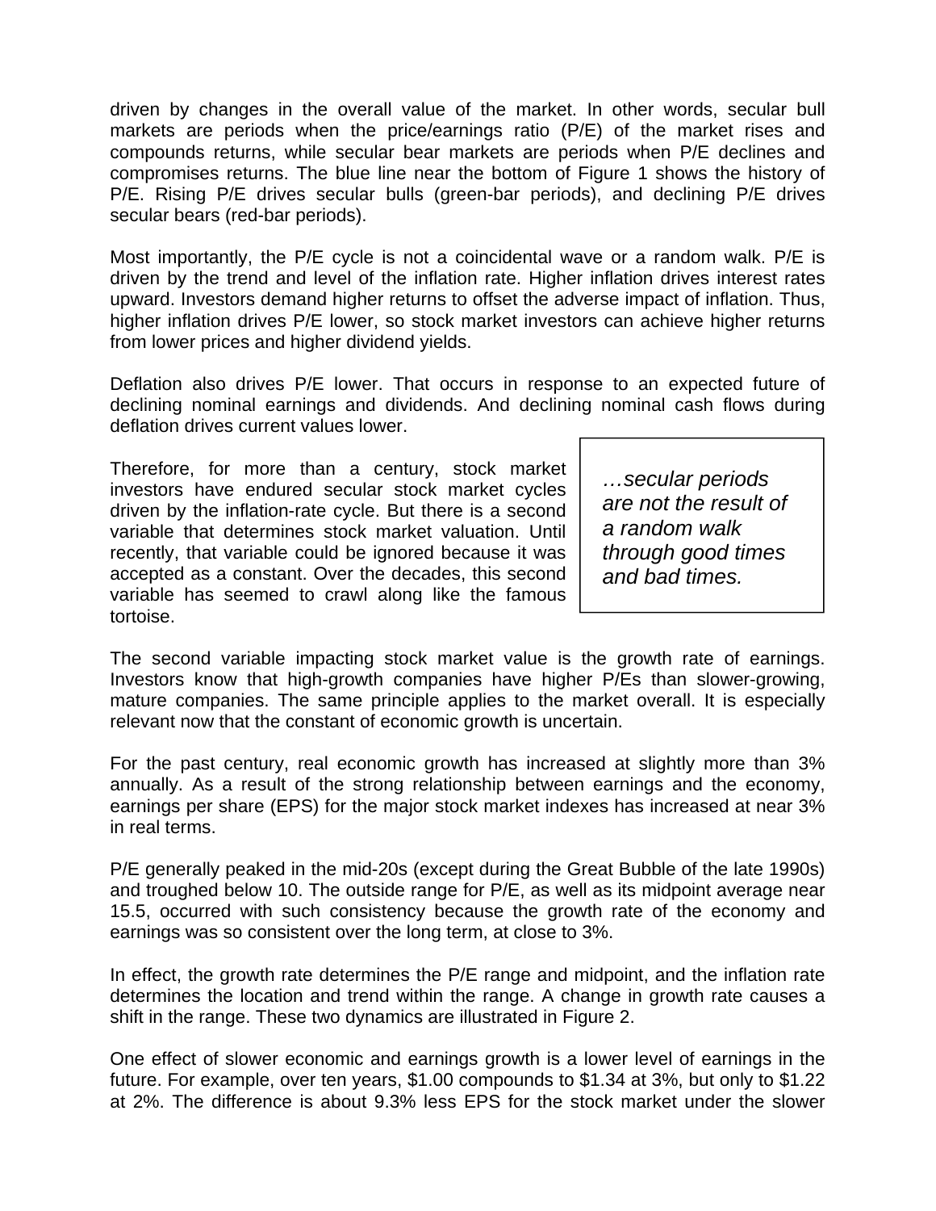driven by changes in the overall value of the market. In other words, secular bull markets are periods when the price/earnings ratio (P/E) of the market rises and compounds returns, while secular bear markets are periods when P/E declines and compromises returns. The blue line near the bottom of Figure 1 shows the history of P/E. Rising P/E drives secular bulls (green-bar periods), and declining P/E drives secular bears (red-bar periods).

Most importantly, the P/E cycle is not a coincidental wave or a random walk. P/E is driven by the trend and level of the inflation rate. Higher inflation drives interest rates upward. Investors demand higher returns to offset the adverse impact of inflation. Thus, higher inflation drives P/E lower, so stock market investors can achieve higher returns from lower prices and higher dividend yields.

Deflation also drives P/E lower. That occurs in response to an expected future of declining nominal earnings and dividends. And declining nominal cash flows during deflation drives current values lower.

Therefore, for more than a century, stock market investors have endured secular stock market cycles driven by the inflation-rate cycle. But there is a second variable that determines stock market valuation. Until recently, that variable could be ignored because it was accepted as a constant. Over the decades, this second variable has seemed to crawl along like the famous tortoise.

> *…secular periods are not the result of a random walk through good times and bad times.*

The second variable impacting stock market value is the growth rate of earnings. Investors know that high-growth companies have higher P/Es than slower-growing, mature companies. The same principle applies to the market overall. It is especially relevant now that the constant of economic growth is uncertain.

For the past century, real economic growth has increased at slightly more than 3% annually. As a result of the strong relationship between earnings and the economy, earnings per share (EPS) for the major stock market indexes has increased at near 3% in real terms.

P/E generally peaked in the mid-20s (except during the Great Bubble of the late 1990s) and troughed below 10. The outside range for P/E, as well as its midpoint average near 15.5, occurred with such consistency because the growth rate of the economy and earnings was so consistent over the long term, at close to 3%.

In effect, the growth rate determines the P/E range and midpoint, and the inflation rate determines the location and trend within the range. A change in growth rate causes a shift in the range. These two dynamics are illustrated in Figure 2.

One effect of slower economic and earnings growth is a lower level of earnings in the future. For example, over ten years, $1.00 compounds to $1.34 at 3%, but only to $1.22 at 2%. The difference is about 9.3% less EPS for the stock market under the slower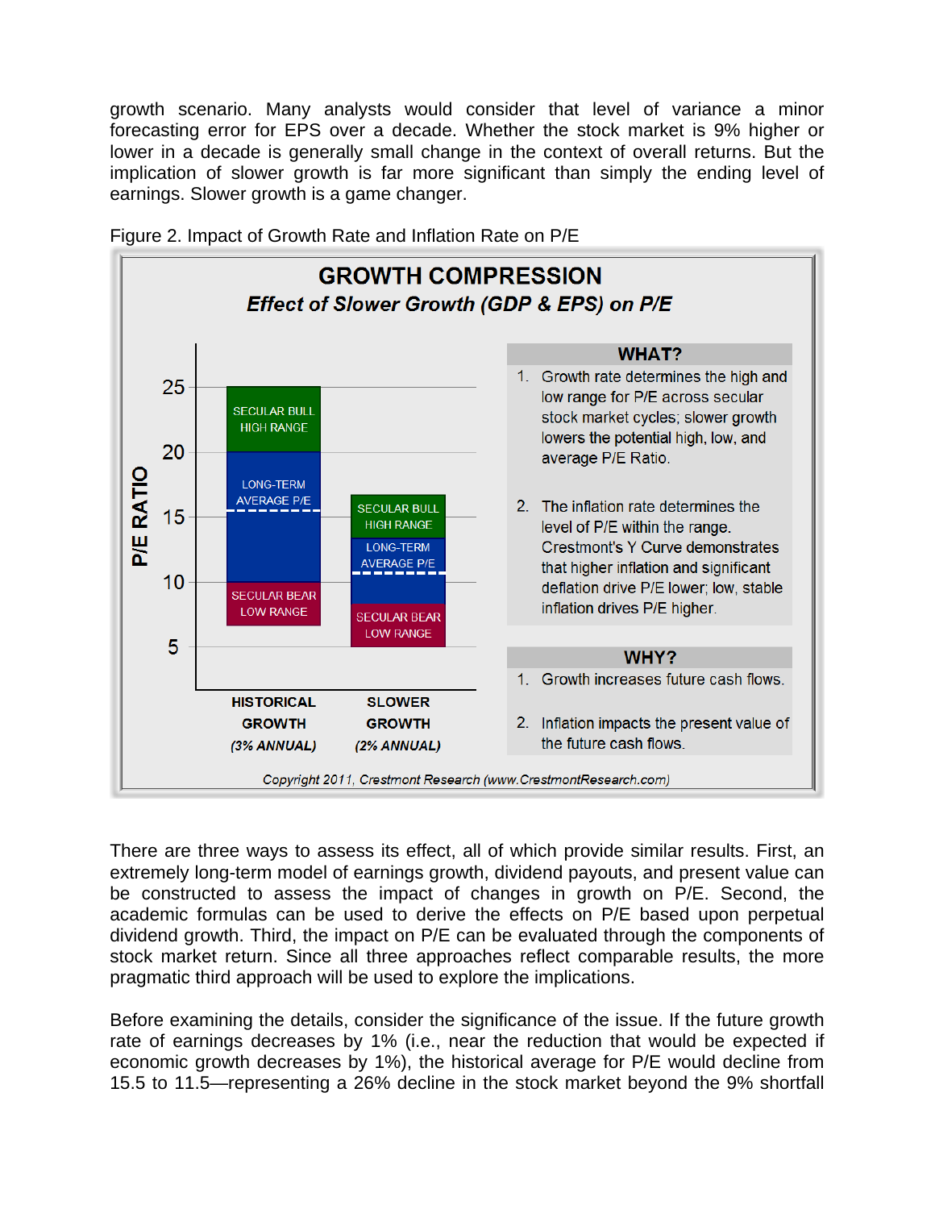growth scenario. Many analysts would consider that level of variance a minor forecasting error for EPS over a decade. Whether the stock market is 9% higher or lower in a decade is generally small change in the context of overall returns. But the implication of slower growth is far more significant than simply the ending level of earnings. Slower growth is a game changer.

Figure 2. Impact of Growth Rate and Inflation Rate on P/E

**GROWTH COMPRESSION**

***Effect of Slower Growth (GDP & EPS) on P/E***

| | HISTORICAL GROWTH (3% ANNUAL) | SLOWER GROWTH (2% ANNUAL) |
|---|---|---|
| SECULAR BULL HIGH RANGE | 20–25 | ~14–16 |
| LONG-TERM AVERAGE P/E | ~15.5 | ~11.5 |
| SECULAR BEAR LOW RANGE | ~7–10 | ~5–8 |

**WHAT?**

1. Growth rate determines the high and low range for P/E across secular stock market cycles; slower growth lowers the potential high, low, and average P/E Ratio.
2. The inflation rate determines the level of P/E within the range. Crestmont's Y Curve demonstrates that higher inflation and significant deflation drive P/E lower; low, stable inflation drives P/E higher.

**WHY?**

1. Growth increases future cash flows.
2. Inflation impacts the present value of the future cash flows.

*Copyright 2011, Crestmont Research (www.CrestmontResearch.com)*

There are three ways to assess its effect, all of which provide similar results. First, an extremely long-term model of earnings growth, dividend payouts, and present value can be constructed to assess the impact of changes in growth on P/E. Second, the academic formulas can be used to derive the effects on P/E based upon perpetual dividend growth. Third, the impact on P/E can be evaluated through the components of stock market return. Since all three approaches reflect comparable results, the more pragmatic third approach will be used to explore the implications.

Before examining the details, consider the significance of the issue. If the future growth rate of earnings decreases by 1% (i.e., near the reduction that would be expected if economic growth decreases by 1%), the historical average for P/E would decline from 15.5 to 11.5—representing a 26% decline in the stock market beyond the 9% shortfall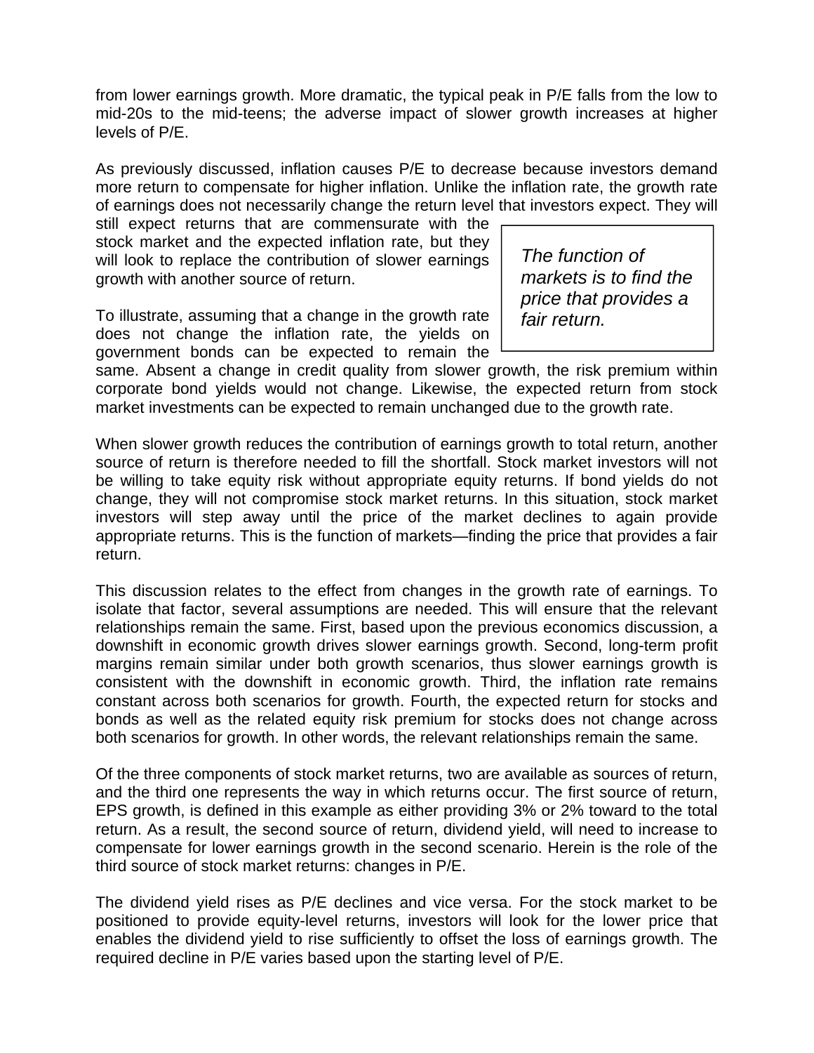from lower earnings growth. More dramatic, the typical peak in P/E falls from the low to mid-20s to the mid-teens; the adverse impact of slower growth increases at higher levels of P/E.

As previously discussed, inflation causes P/E to decrease because investors demand more return to compensate for higher inflation. Unlike the inflation rate, the growth rate of earnings does not necessarily change the return level that investors expect. They will still expect returns that are commensurate with the stock market and the expected inflation rate, but they will look to replace the contribution of slower earnings growth with another source of return.

> *The function of markets is to find the price that provides a fair return.*

To illustrate, assuming that a change in the growth rate does not change the inflation rate, the yields on government bonds can be expected to remain the same. Absent a change in credit quality from slower growth, the risk premium within corporate bond yields would not change. Likewise, the expected return from stock market investments can be expected to remain unchanged due to the growth rate.

When slower growth reduces the contribution of earnings growth to total return, another source of return is therefore needed to fill the shortfall. Stock market investors will not be willing to take equity risk without appropriate equity returns. If bond yields do not change, they will not compromise stock market returns. In this situation, stock market investors will step away until the price of the market declines to again provide appropriate returns. This is the function of markets—finding the price that provides a fair return.

This discussion relates to the effect from changes in the growth rate of earnings. To isolate that factor, several assumptions are needed. This will ensure that the relevant relationships remain the same. First, based upon the previous economics discussion, a downshift in economic growth drives slower earnings growth. Second, long-term profit margins remain similar under both growth scenarios, thus slower earnings growth is consistent with the downshift in economic growth. Third, the inflation rate remains constant across both scenarios for growth. Fourth, the expected return for stocks and bonds as well as the related equity risk premium for stocks does not change across both scenarios for growth. In other words, the relevant relationships remain the same.

Of the three components of stock market returns, two are available as sources of return, and the third one represents the way in which returns occur. The first source of return, EPS growth, is defined in this example as either providing 3% or 2% toward to the total return. As a result, the second source of return, dividend yield, will need to increase to compensate for lower earnings growth in the second scenario. Herein is the role of the third source of stock market returns: changes in P/E.

The dividend yield rises as P/E declines and vice versa. For the stock market to be positioned to provide equity-level returns, investors will look for the lower price that enables the dividend yield to rise sufficiently to offset the loss of earnings growth. The required decline in P/E varies based upon the starting level of P/E.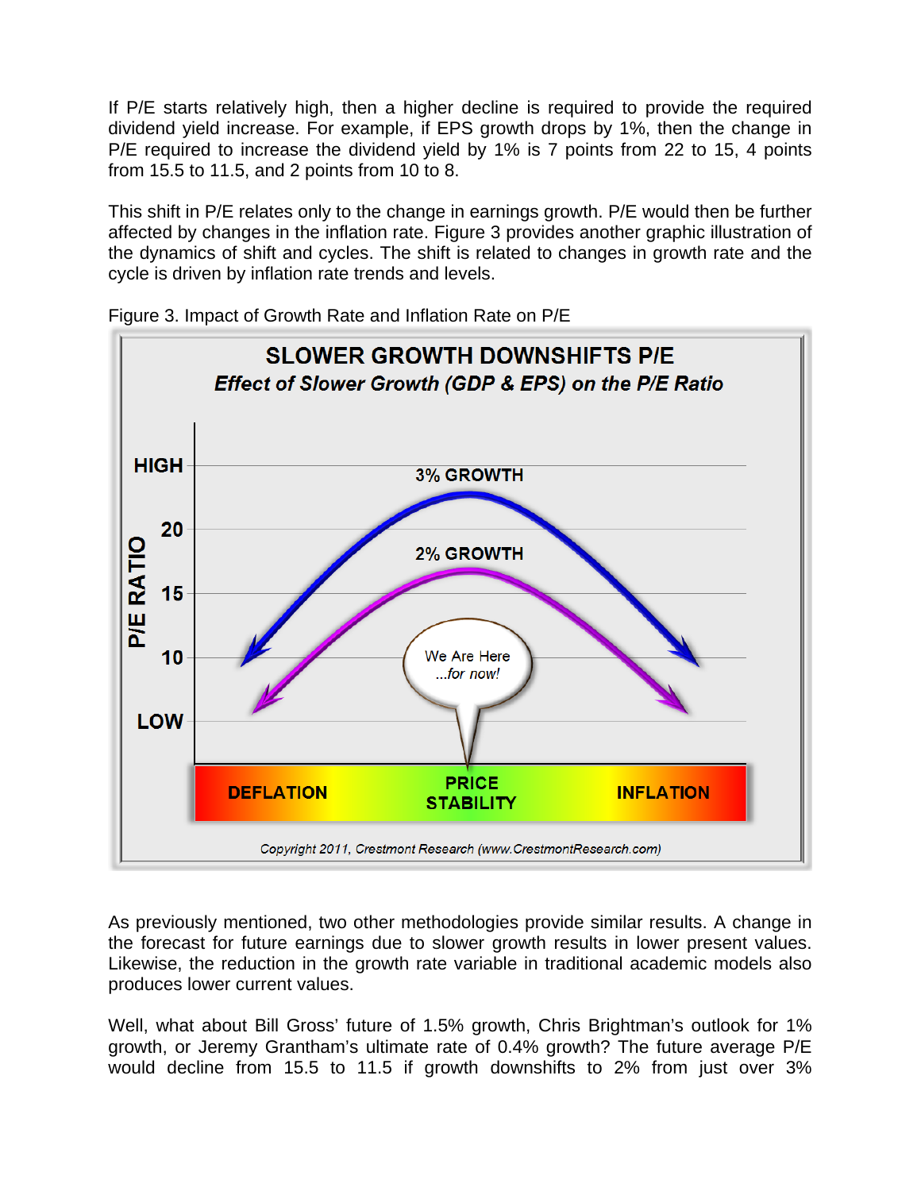If P/E starts relatively high, then a higher decline is required to provide the required dividend yield increase. For example, if EPS growth drops by 1%, then the change in P/E required to increase the dividend yield by 1% is 7 points from 22 to 15, 4 points from 15.5 to 11.5, and 2 points from 10 to 8.

This shift in P/E relates only to the change in earnings growth. P/E would then be further affected by changes in the inflation rate. Figure 3 provides another graphic illustration of the dynamics of shift and cycles. The shift is related to changes in growth rate and the cycle is driven by inflation rate trends and levels.

Figure 3. Impact of Growth Rate and Inflation Rate on P/E

As previously mentioned, two other methodologies provide similar results. A change in the forecast for future earnings due to slower growth results in lower present values. Likewise, the reduction in the growth rate variable in traditional academic models also produces lower current values.

Well, what about Bill Gross' future of 1.5% growth, Chris Brightman's outlook for 1% growth, or Jeremy Grantham's ultimate rate of 0.4% growth? The future average P/E would decline from 15.5 to 11.5 if growth downshifts to 2% from just over 3%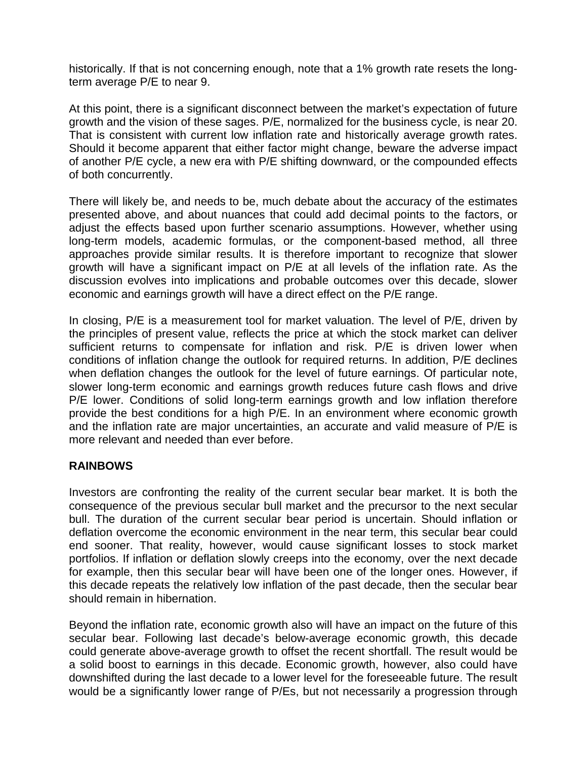historically. If that is not concerning enough, note that a 1% growth rate resets the long-term average P/E to near 9.

At this point, there is a significant disconnect between the market's expectation of future growth and the vision of these sages. P/E, normalized for the business cycle, is near 20. That is consistent with current low inflation rate and historically average growth rates. Should it become apparent that either factor might change, beware the adverse impact of another P/E cycle, a new era with P/E shifting downward, or the compounded effects of both concurrently.

There will likely be, and needs to be, much debate about the accuracy of the estimates presented above, and about nuances that could add decimal points to the factors, or adjust the effects based upon further scenario assumptions. However, whether using long-term models, academic formulas, or the component-based method, all three approaches provide similar results. It is therefore important to recognize that slower growth will have a significant impact on P/E at all levels of the inflation rate. As the discussion evolves into implications and probable outcomes over this decade, slower economic and earnings growth will have a direct effect on the P/E range.

In closing, P/E is a measurement tool for market valuation. The level of P/E, driven by the principles of present value, reflects the price at which the stock market can deliver sufficient returns to compensate for inflation and risk. P/E is driven lower when conditions of inflation change the outlook for required returns. In addition, P/E declines when deflation changes the outlook for the level of future earnings. Of particular note, slower long-term economic and earnings growth reduces future cash flows and drive P/E lower. Conditions of solid long-term earnings growth and low inflation therefore provide the best conditions for a high P/E. In an environment where economic growth and the inflation rate are major uncertainties, an accurate and valid measure of P/E is more relevant and needed than ever before.

## RAINBOWS

Investors are confronting the reality of the current secular bear market. It is both the consequence of the previous secular bull market and the precursor to the next secular bull. The duration of the current secular bear period is uncertain. Should inflation or deflation overcome the economic environment in the near term, this secular bear could end sooner. That reality, however, would cause significant losses to stock market portfolios. If inflation or deflation slowly creeps into the economy, over the next decade for example, then this secular bear will have been one of the longer ones. However, if this decade repeats the relatively low inflation of the past decade, then the secular bear should remain in hibernation.

Beyond the inflation rate, economic growth also will have an impact on the future of this secular bear. Following last decade's below-average economic growth, this decade could generate above-average growth to offset the recent shortfall. The result would be a solid boost to earnings in this decade. Economic growth, however, also could have downshifted during the last decade to a lower level for the foreseeable future. The result would be a significantly lower range of P/Es, but not necessarily a progression through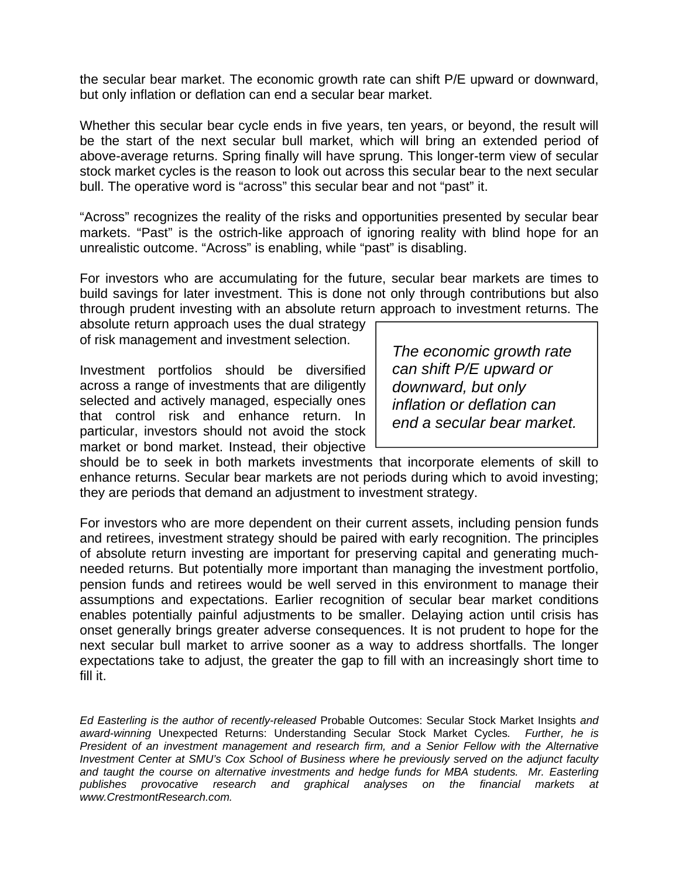the secular bear market. The economic growth rate can shift P/E upward or downward, but only inflation or deflation can end a secular bear market.

Whether this secular bear cycle ends in five years, ten years, or beyond, the result will be the start of the next secular bull market, which will bring an extended period of above-average returns. Spring finally will have sprung. This longer-term view of secular stock market cycles is the reason to look out across this secular bear to the next secular bull. The operative word is "across" this secular bear and not "past" it.

"Across" recognizes the reality of the risks and opportunities presented by secular bear markets. "Past" is the ostrich-like approach of ignoring reality with blind hope for an unrealistic outcome. "Across" is enabling, while "past" is disabling.

For investors who are accumulating for the future, secular bear markets are times to build savings for later investment. This is done not only through contributions but also through prudent investing with an absolute return approach to investment returns. The absolute return approach uses the dual strategy of risk management and investment selection.

> *The economic growth rate can shift P/E upward or downward, but only inflation or deflation can end a secular bear market.*

Investment portfolios should be diversified across a range of investments that are diligently selected and actively managed, especially ones that control risk and enhance return. In particular, investors should not avoid the stock market or bond market. Instead, their objective should be to seek in both markets investments that incorporate elements of skill to enhance returns. Secular bear markets are not periods during which to avoid investing; they are periods that demand an adjustment to investment strategy.

For investors who are more dependent on their current assets, including pension funds and retirees, investment strategy should be paired with early recognition. The principles of absolute return investing are important for preserving capital and generating much-needed returns. But potentially more important than managing the investment portfolio, pension funds and retirees would be well served in this environment to manage their assumptions and expectations. Earlier recognition of secular bear market conditions enables potentially painful adjustments to be smaller. Delaying action until crisis has onset generally brings greater adverse consequences. It is not prudent to hope for the next secular bull market to arrive sooner as a way to address shortfalls. The longer expectations take to adjust, the greater the gap to fill with an increasingly short time to fill it.

*Ed Easterling is the author of recently-released* Probable Outcomes: Secular Stock Market Insights *and award-winning* Unexpected Returns: Understanding Secular Stock Market Cycles*. Further, he is President of an investment management and research firm, and a Senior Fellow with the Alternative Investment Center at SMU's Cox School of Business where he previously served on the adjunct faculty and taught the course on alternative investments and hedge funds for MBA students. Mr. Easterling publishes provocative research and graphical analyses on the financial markets at www.CrestmontResearch.com.*